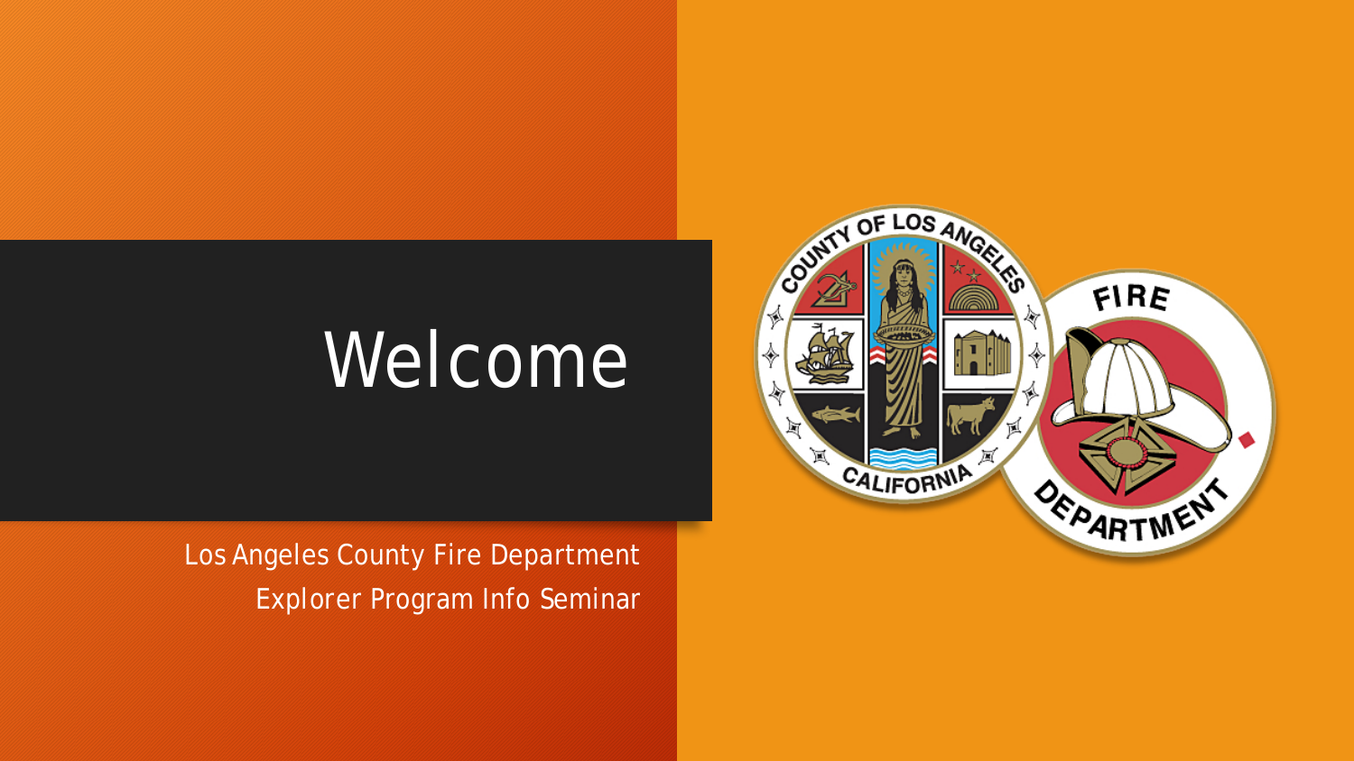# Welcome

Los Angeles County Fire Department
Explorer Program Info Seminar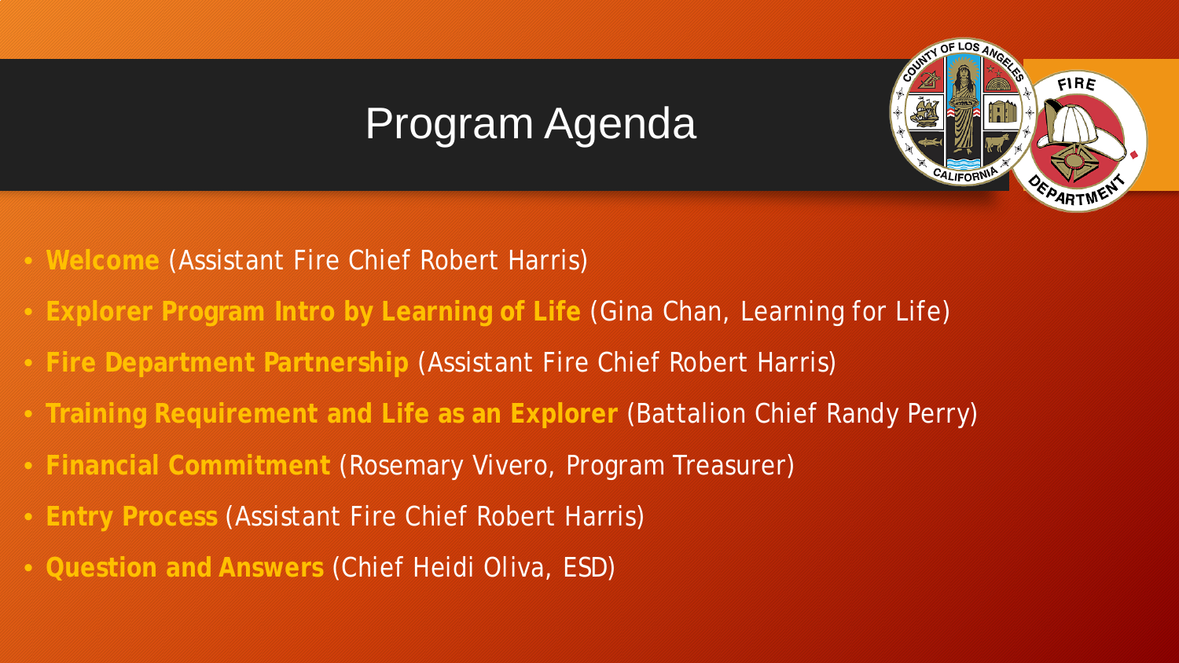# Program Agenda

- **Welcome** (Assistant Fire Chief Robert Harris)
- **Explorer Program Intro by Learning of Life** (Gina Chan, Learning for Life)
- **Fire Department Partnership** (Assistant Fire Chief Robert Harris)
- **Training Requirement and Life as an Explorer** (Battalion Chief Randy Perry)
- **Financial Commitment** (Rosemary Vivero, Program Treasurer)
- **Entry Process** (Assistant Fire Chief Robert Harris)
- **Question and Answers** (Chief Heidi Oliva, ESD)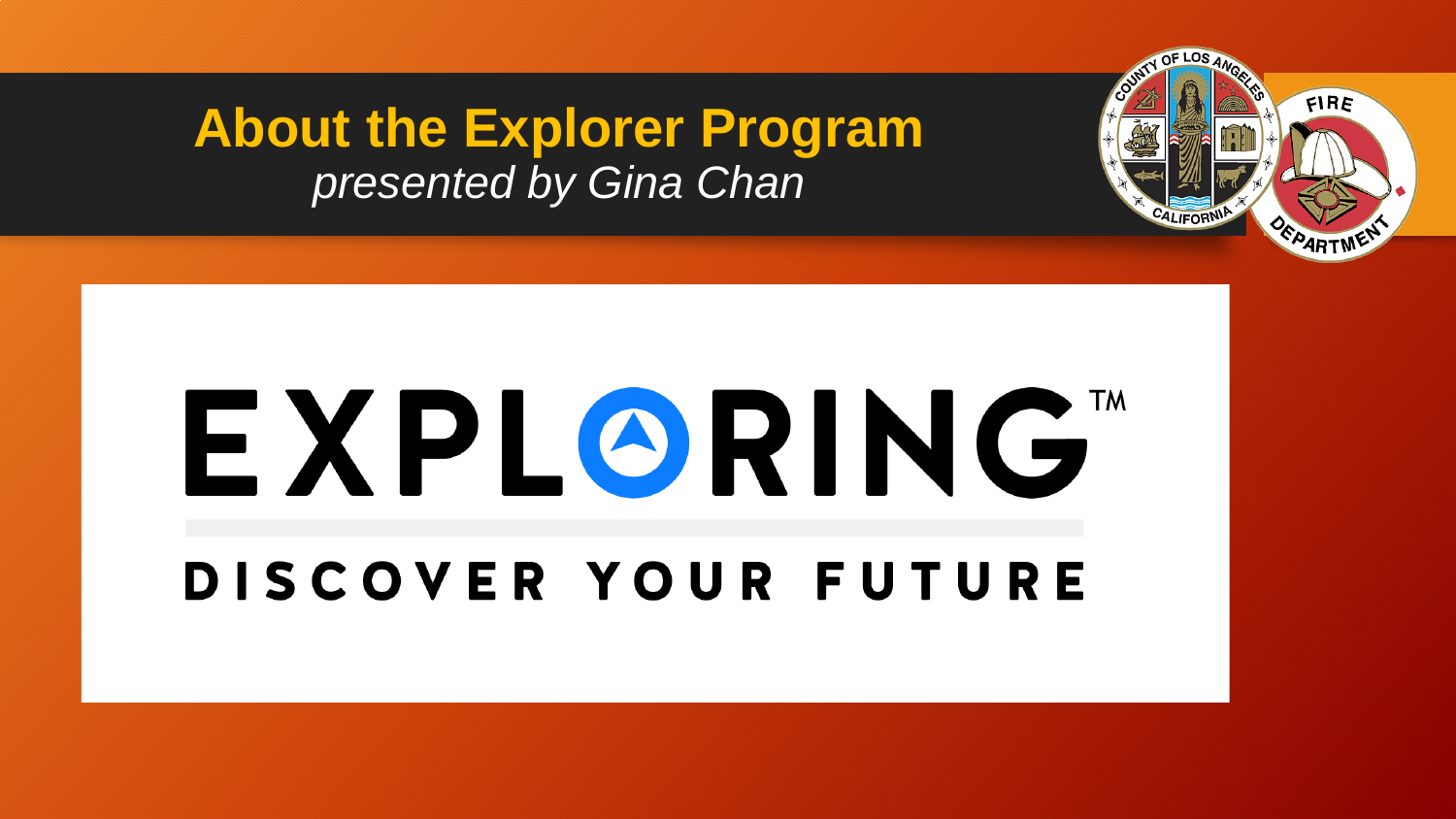# About the Explorer Program

*presented by Gina Chan*

EXPLORING™

DISCOVER YOUR FUTURE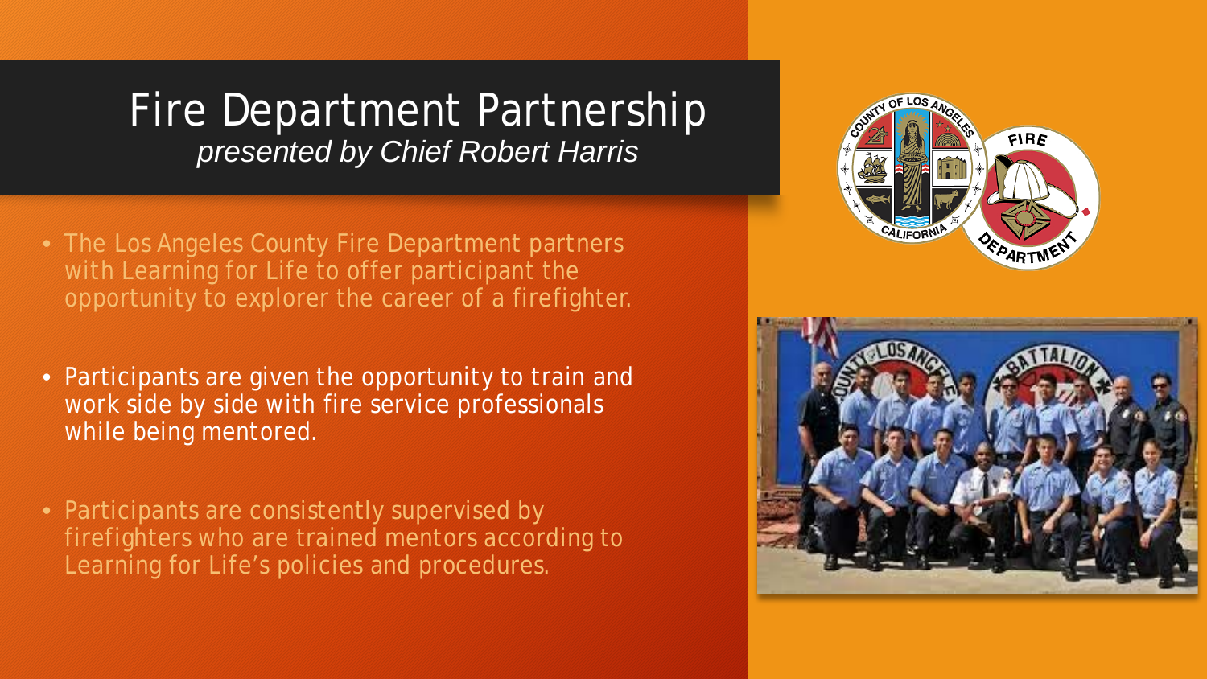# Fire Department Partnership

*presented by Chief Robert Harris*

- The Los Angeles County Fire Department partners with Learning for Life to offer participant the opportunity to explorer the career of a firefighter.
- Participants are given the opportunity to train and work side by side with fire service professionals while being mentored.
- Participants are consistently supervised by firefighters who are trained mentors according to Learning for Life's policies and procedures.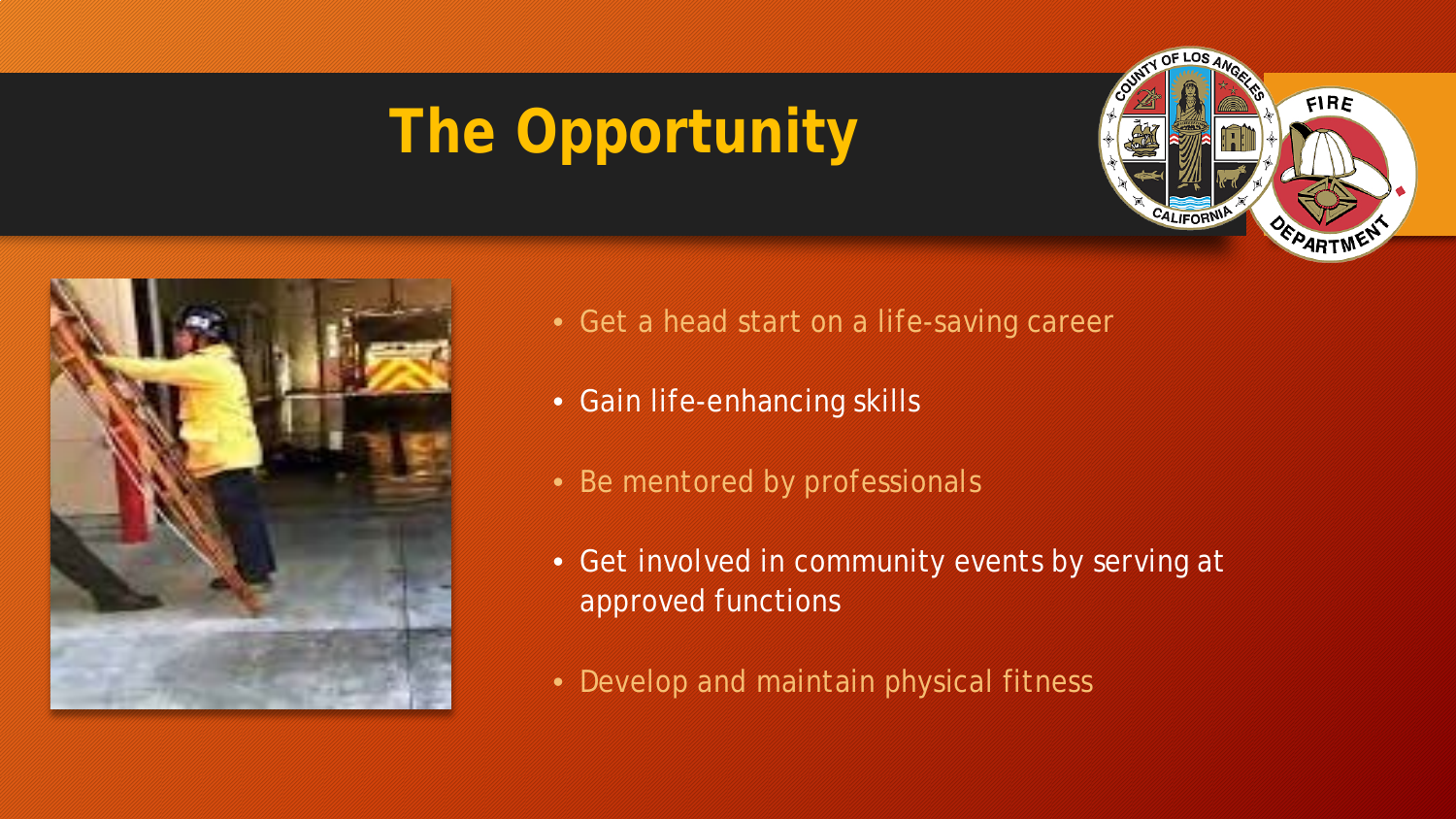# The Opportunity

- Get a head start on a life-saving career
- Gain life-enhancing skills
- Be mentored by professionals
- Get involved in community events by serving at approved functions
- Develop and maintain physical fitness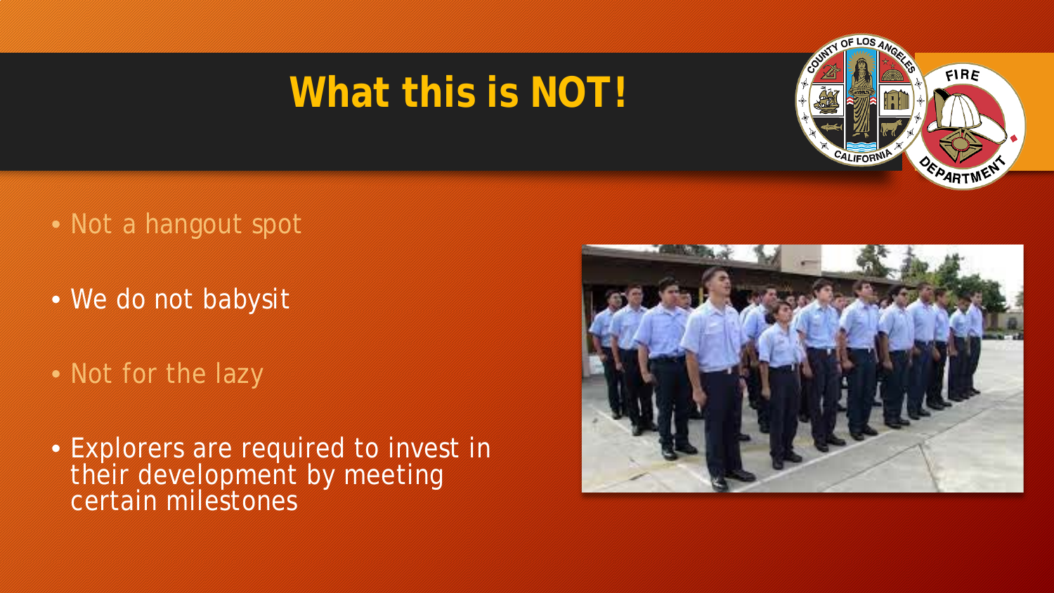# What this is NOT!

- Not a hangout spot
- We do not babysit
- Not for the lazy
- Explorers are required to invest in their development by meeting certain milestones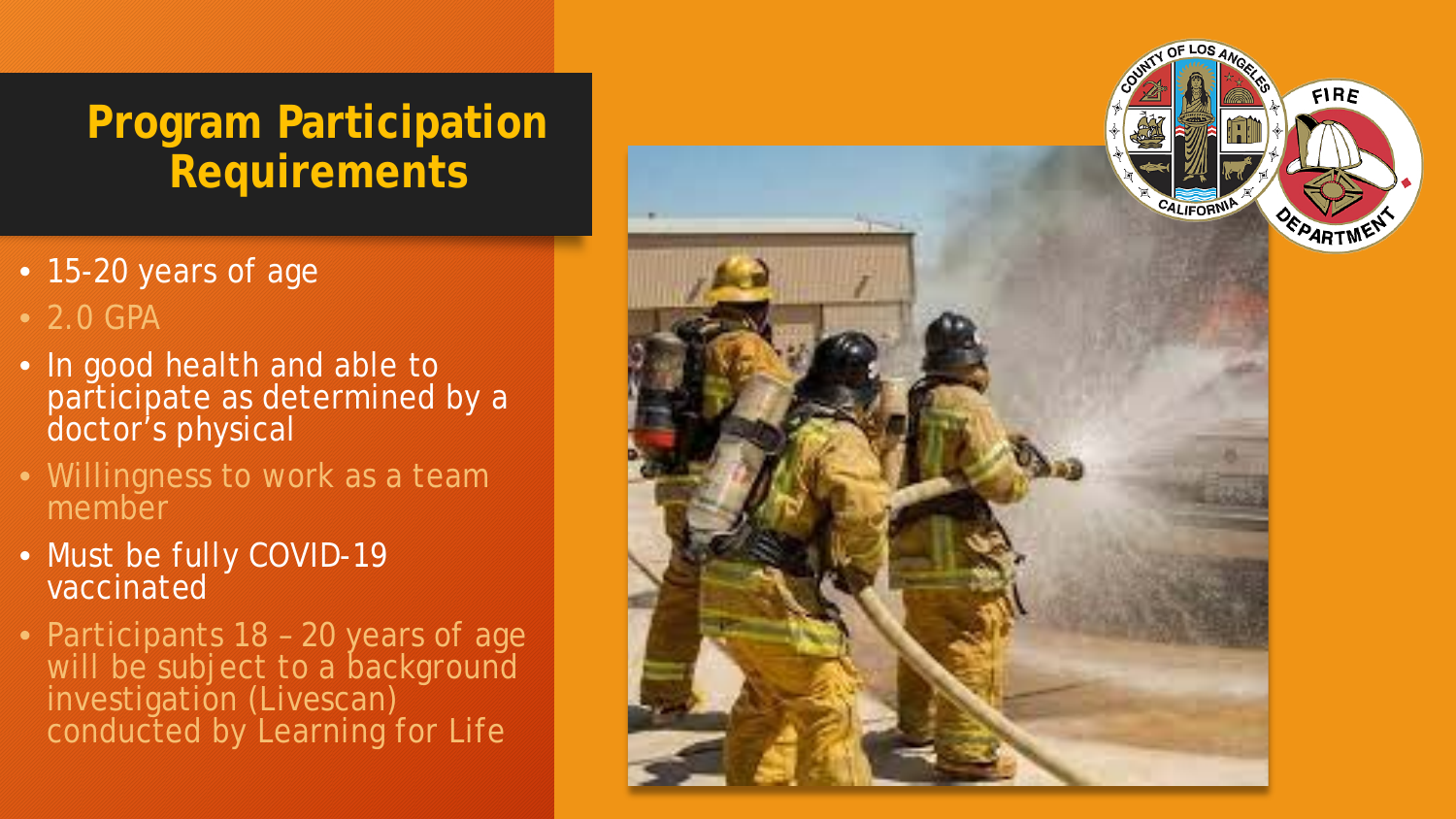# Program Participation Requirements

- 15-20 years of age
- 2.0 GPA
- In good health and able to participate as determined by a doctor's physical
- Willingness to work as a team member
- Must be fully COVID-19 vaccinated
- Participants 18 – 20 years of age will be subject to a background investigation (Livescan) conducted by Learning for Life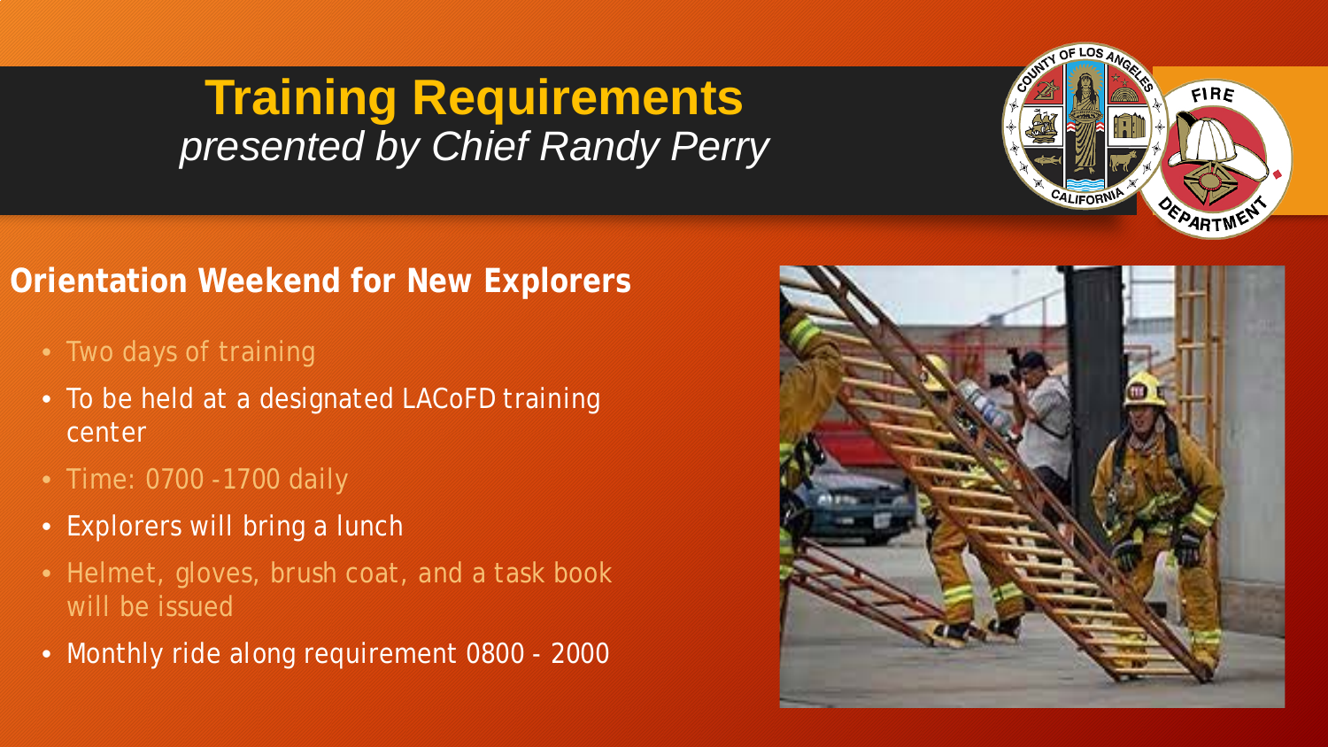# Training Requirements

*presented by Chief Randy Perry*

## Orientation Weekend for New Explorers

- Two days of training
- To be held at a designated LACoFD training center
- Time: 0700 -1700 daily
- Explorers will bring a lunch
- Helmet, gloves, brush coat, and a task book will be issued
- Monthly ride along requirement 0800 - 2000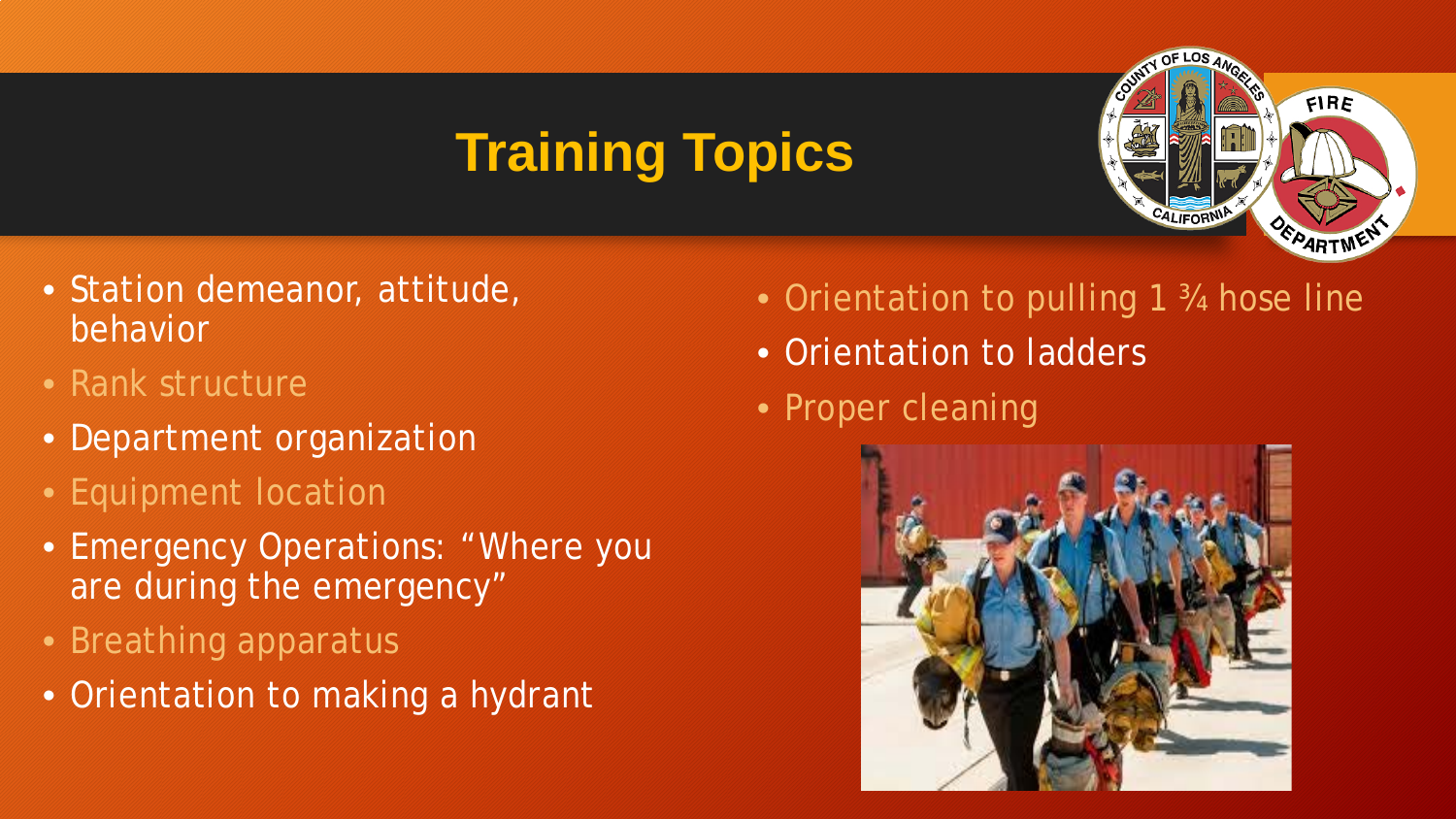# Training Topics

- Station demeanor, attitude, behavior
- Rank structure
- Department organization
- Equipment location
- Emergency Operations: "Where you are during the emergency"
- Breathing apparatus
- Orientation to making a hydrant
- Orientation to pulling 1 ¾ hose line
- Orientation to ladders
- Proper cleaning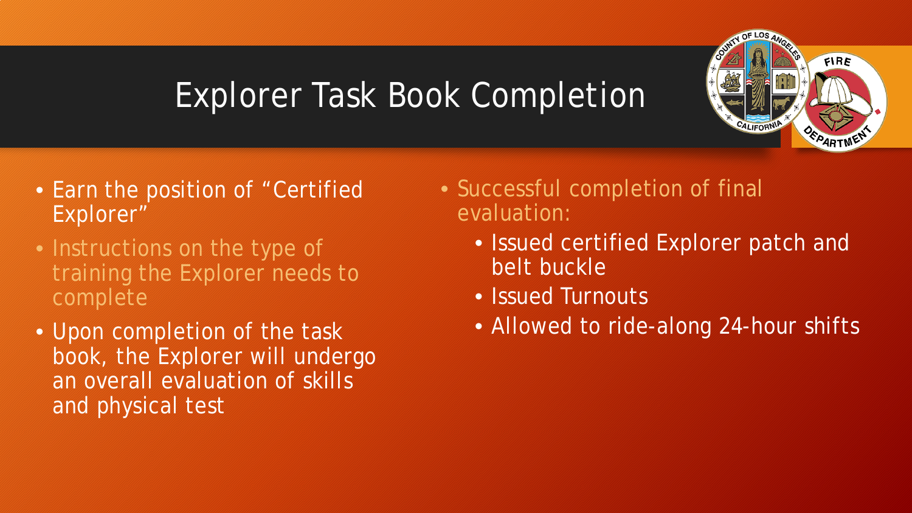# Explorer Task Book Completion

- Earn the position of "Certified Explorer"
- Instructions on the type of training the Explorer needs to complete
- Upon completion of the task book, the Explorer will undergo an overall evaluation of skills and physical test
- Successful completion of final evaluation:
  - Issued certified Explorer patch and belt buckle
  - Issued Turnouts
  - Allowed to ride-along 24-hour shifts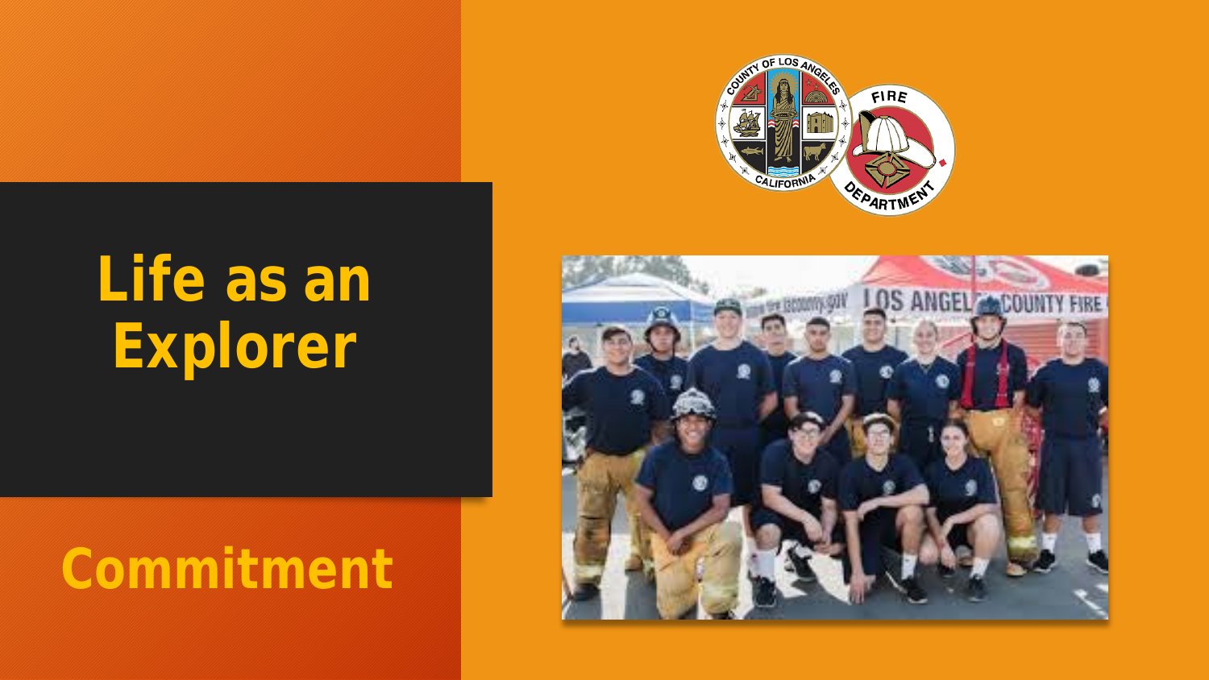# Life as an Explorer

## Commitment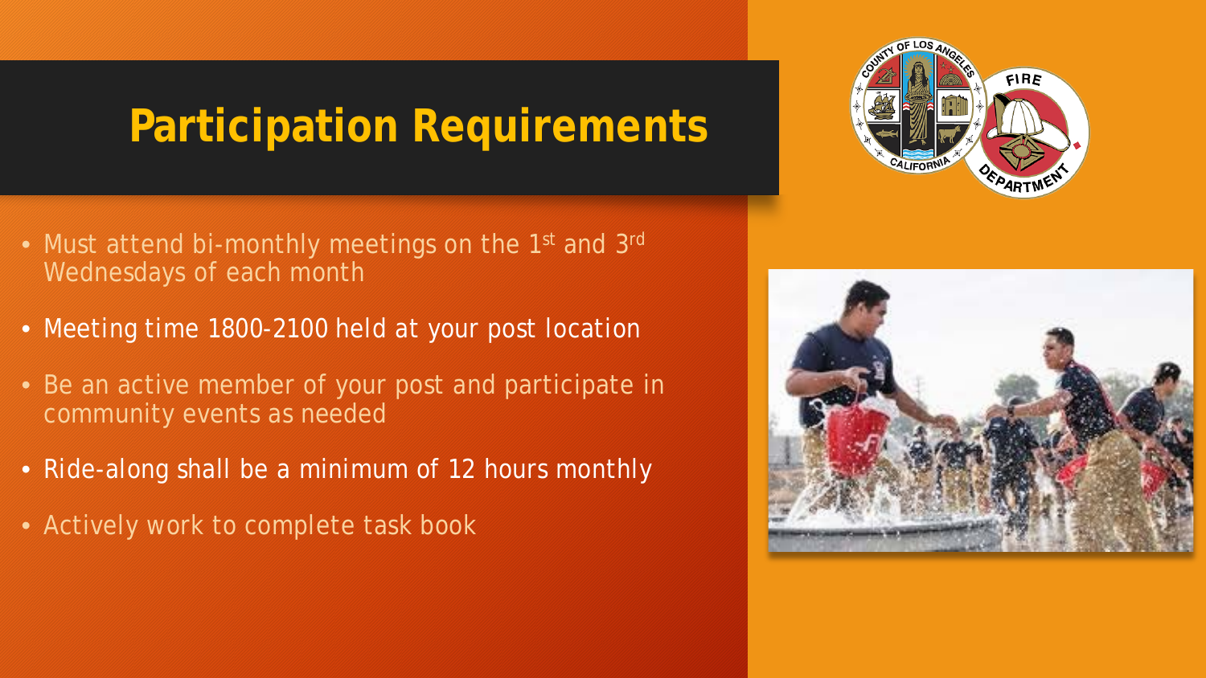# Participation Requirements

- Must attend bi-monthly meetings on the 1st and 3rd Wednesdays of each month
- Meeting time 1800-2100 held at your post location
- Be an active member of your post and participate in community events as needed
- Ride-along shall be a minimum of 12 hours monthly
- Actively work to complete task book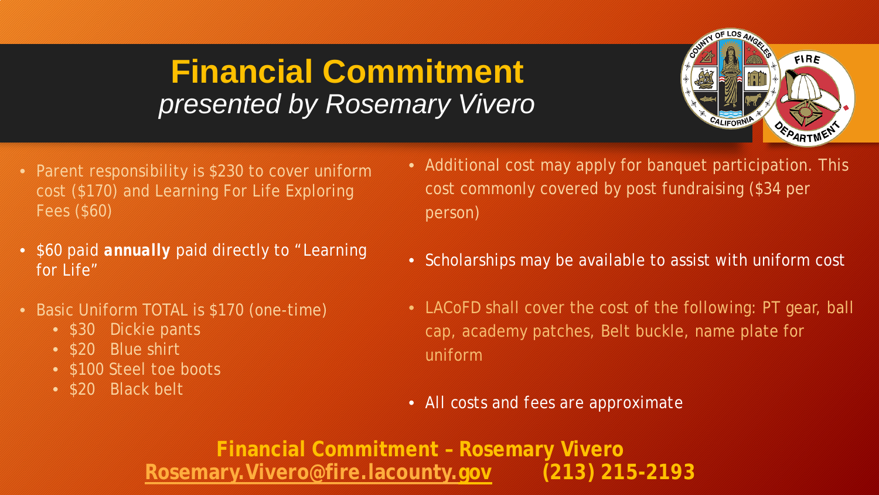# Financial Commitment
*presented by Rosemary Vivero*

- Parent responsibility is $230 to cover uniform cost ($170) and Learning For Life Exploring Fees ($60)
- $60 paid **annually** paid directly to "Learning for Life"
- Basic Uniform TOTAL is $170 (one-time)
  - $30 Dickie pants
  - $20 Blue shirt
  - $100 Steel toe boots
  - $20 Black belt
- Additional cost may apply for banquet participation. This cost commonly covered by post fundraising ($34 per person)
- Scholarships may be available to assist with uniform cost
- LACoFD shall cover the cost of the following: PT gear, ball cap, academy patches, Belt buckle, name plate for uniform
- All costs and fees are approximate

**Financial Commitment – Rosemary Vivero**
**Rosemary.Vivero@fire.lacounty.gov (213) 215-2193**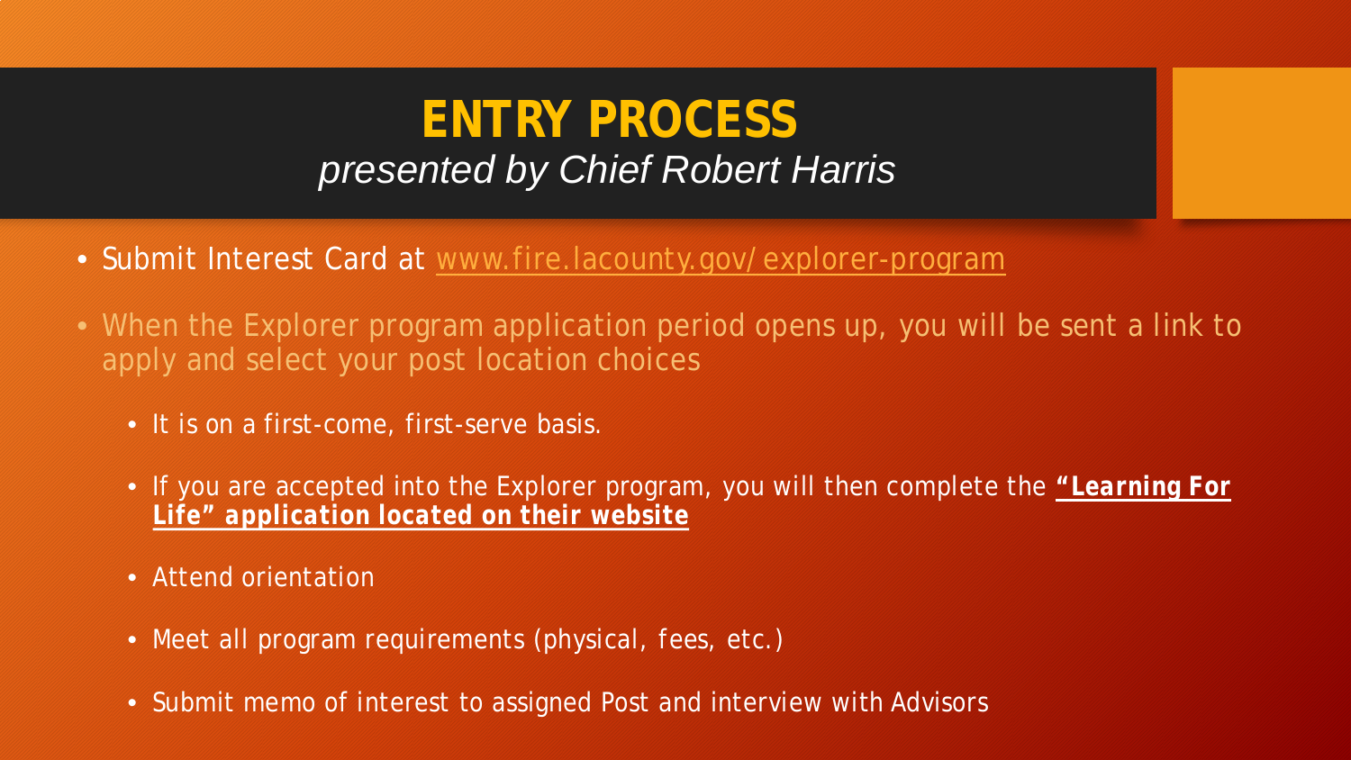# ENTRY PROCESS

*presented by Chief Robert Harris*

- Submit Interest Card at www.fire.lacounty.gov/explorer-program
- When the Explorer program application period opens up, you will be sent a link to apply and select your post location choices
  - It is on a first-come, first-serve basis.
  - If you are accepted into the Explorer program, you will then complete the **"Learning For Life" application located on their website**
  - Attend orientation
  - Meet all program requirements (physical, fees, etc.)
  - Submit memo of interest to assigned Post and interview with Advisors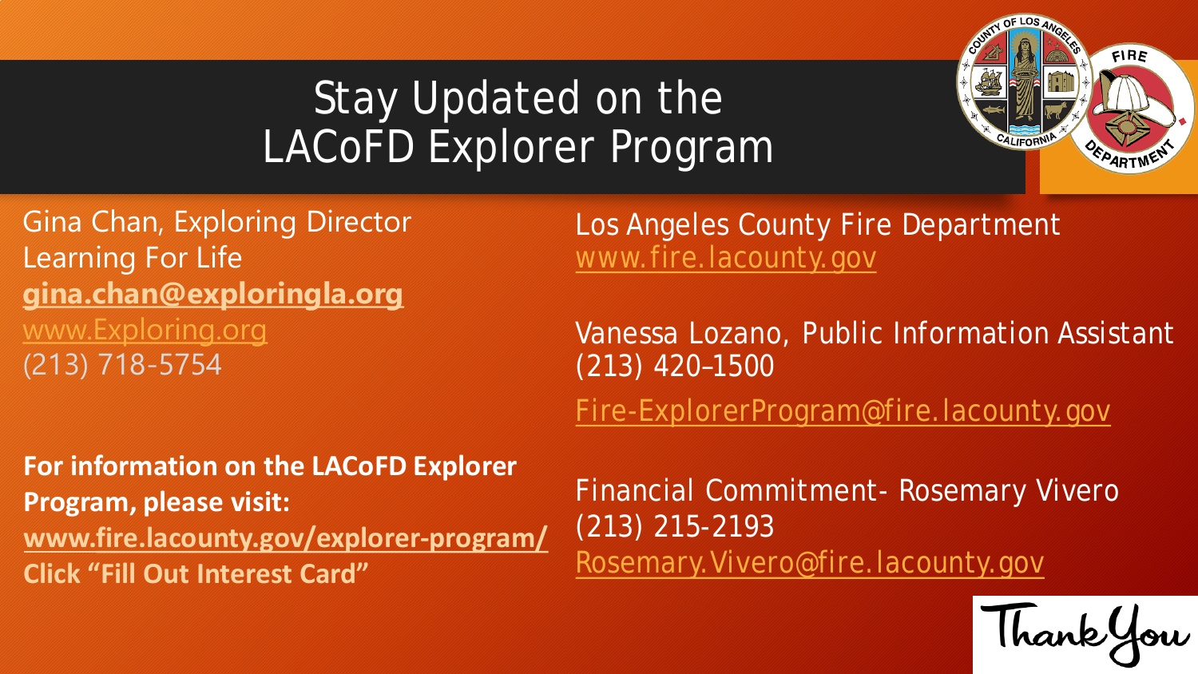# Stay Updated on the LACoFD Explorer Program

Gina Chan, Exploring Director
Learning For Life
**gina.chan@exploringla.org**
www.Exploring.org
(213) 718-5754

**For information on the LACoFD Explorer Program, please visit:**
**www.fire.lacounty.gov/explorer-program/**
**Click "Fill Out Interest Card"**

Los Angeles County Fire Department
www.fire.lacounty.gov

Vanessa Lozano, Public Information Assistant
(213) 420-1500
Fire-ExplorerProgram@fire.lacounty.gov

Financial Commitment- Rosemary Vivero
(213) 215-2193
Rosemary.Vivero@fire.lacounty.gov

Thank You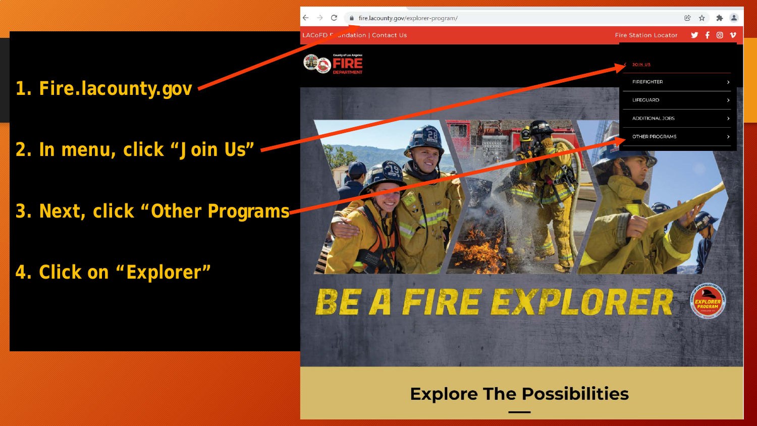1. Fire.lacounty.gov

2. In menu, click "Join Us"

3. Next, click "Other Programs"

4. Click on "Explorer"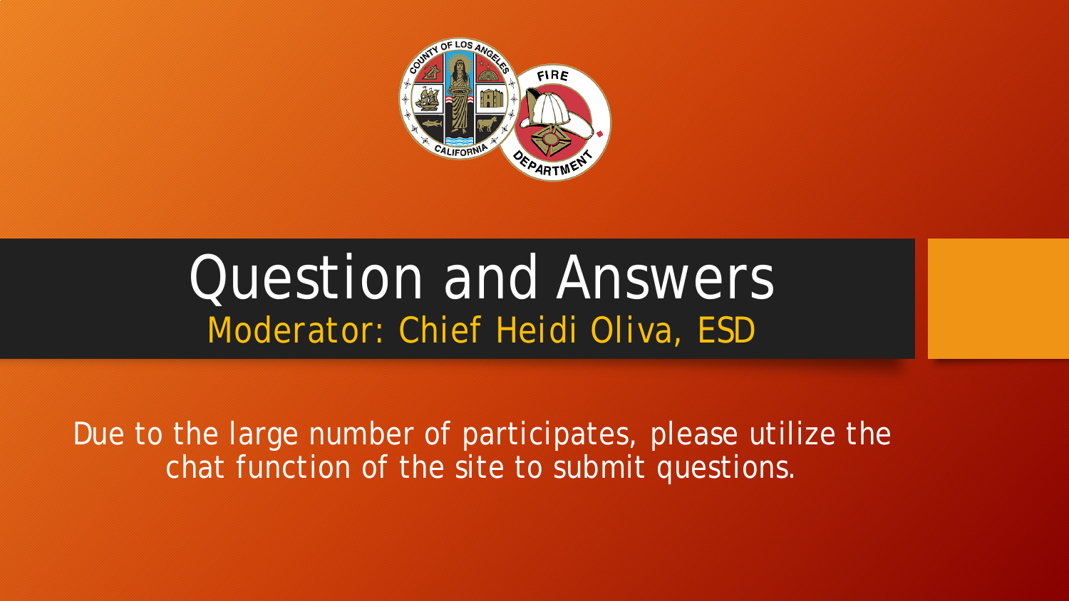# Question and Answers

Moderator: Chief Heidi Oliva, ESD

Due to the large number of participates, please utilize the chat function of the site to submit questions.